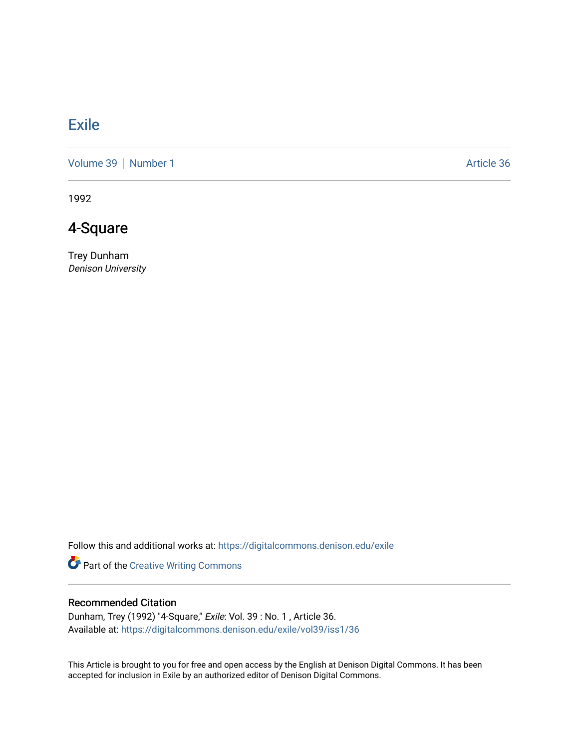# Exile

Volume 39 | Number 1 | Article 36

1992

## 4-Square

Trey Dunham
*Denison University*

Follow this and additional works at: https://digitalcommons.denison.edu/exile

Part of the Creative Writing Commons

### Recommended Citation

Dunham, Trey (1992) "4-Square," *Exile*: Vol. 39 : No. 1 , Article 36.
Available at: https://digitalcommons.denison.edu/exile/vol39/iss1/36

This Article is brought to you for free and open access by the English at Denison Digital Commons. It has been accepted for inclusion in Exile by an authorized editor of Denison Digital Commons.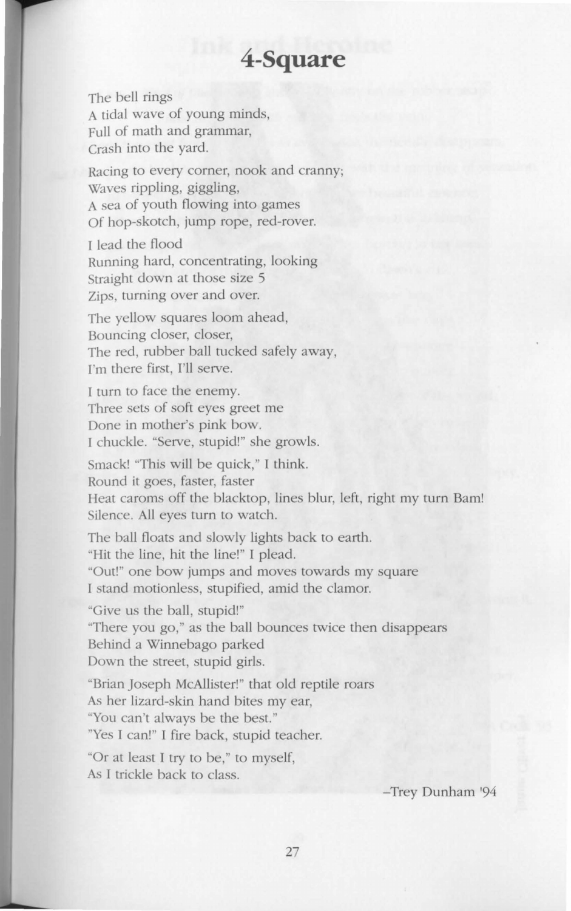# 4-Square

The bell rings  
A tidal wave of young minds,  
Full of math and grammar,  
Crash into the yard.

Racing to every corner, nook and cranny;  
Waves rippling, giggling,  
A sea of youth flowing into games  
Of hop-skotch, jump rope, red-rover.

I lead the flood  
Running hard, concentrating, looking  
Straight down at those size 5  
Zips, turning over and over.

The yellow squares loom ahead,  
Bouncing closer, closer,  
The red, rubber ball tucked safely away,  
I'm there first, I'll serve.

I turn to face the enemy.  
Three sets of soft eyes greet me  
Done in mother's pink bow.  
I chuckle. "Serve, stupid!" she growls.

Smack! "This will be quick," I think.  
Round it goes, faster, faster  
Heat caroms off the blacktop, lines blur, left, right my turn Bam!  
Silence. All eyes turn to watch.

The ball floats and slowly lights back to earth.  
"Hit the line, hit the line!" I plead.  
"Out!" one bow jumps and moves towards my square  
I stand motionless, stupified, amid the clamor.

"Give us the ball, stupid!"  
"There you go," as the ball bounces twice then disappears  
Behind a Winnebago parked  
Down the street, stupid girls.

"Brian Joseph McAllister!" that old reptile roars  
As her lizard-skin hand bites my ear,  
"You can't always be the best."  
"Yes I can!" I fire back, stupid teacher.

"Or at least I try to be," to myself,  
As I trickle back to class.

–Trey Dunham '94